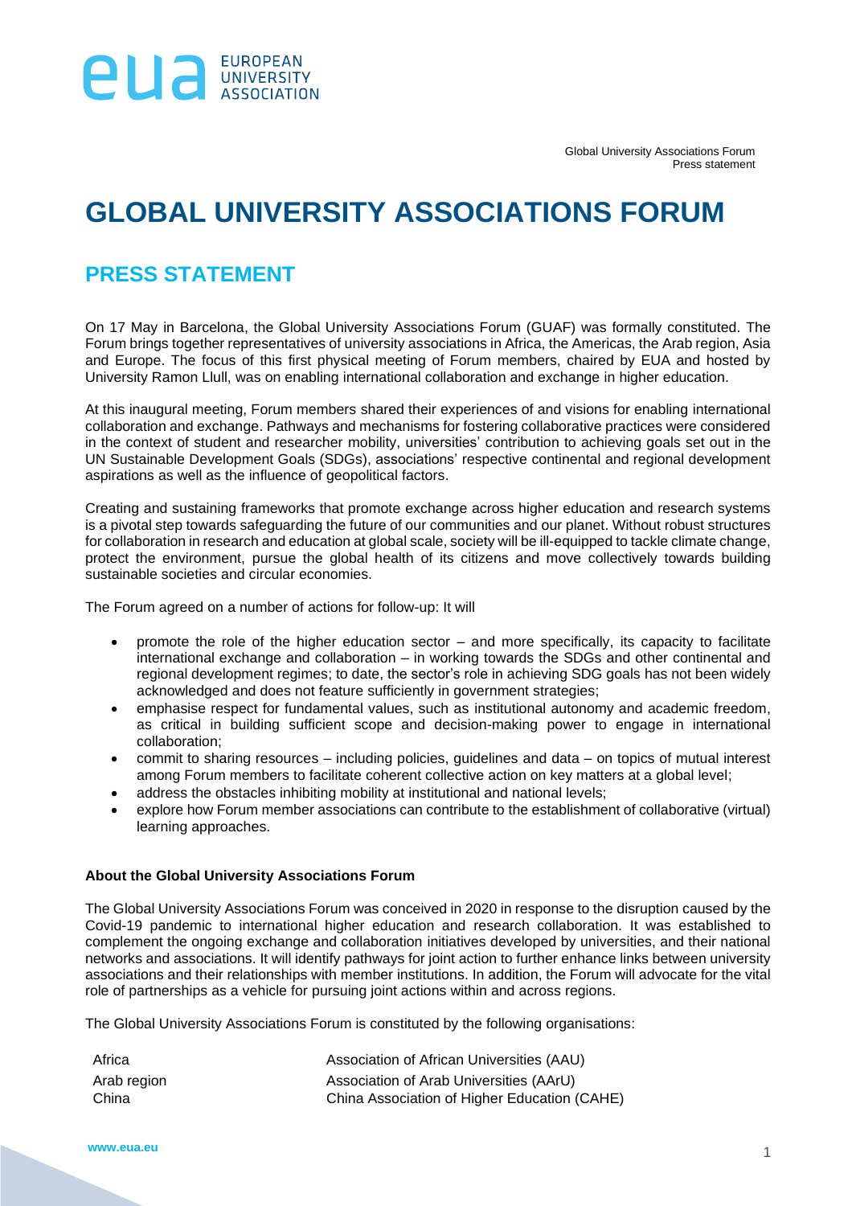# GLOBAL UNIVERSITY ASSOCIATIONS FORUM

## PRESS STATEMENT

On 17 May in Barcelona, the Global University Associations Forum (GUAF) was formally constituted. The Forum brings together representatives of university associations in Africa, the Americas, the Arab region, Asia and Europe. The focus of this first physical meeting of Forum members, chaired by EUA and hosted by University Ramon Llull, was on enabling international collaboration and exchange in higher education.

At this inaugural meeting, Forum members shared their experiences of and visions for enabling international collaboration and exchange. Pathways and mechanisms for fostering collaborative practices were considered in the context of student and researcher mobility, universities' contribution to achieving goals set out in the UN Sustainable Development Goals (SDGs), associations' respective continental and regional development aspirations as well as the influence of geopolitical factors.

Creating and sustaining frameworks that promote exchange across higher education and research systems is a pivotal step towards safeguarding the future of our communities and our planet. Without robust structures for collaboration in research and education at global scale, society will be ill-equipped to tackle climate change, protect the environment, pursue the global health of its citizens and move collectively towards building sustainable societies and circular economies.

The Forum agreed on a number of actions for follow-up: It will

- promote the role of the higher education sector – and more specifically, its capacity to facilitate international exchange and collaboration – in working towards the SDGs and other continental and regional development regimes; to date, the sector's role in achieving SDG goals has not been widely acknowledged and does not feature sufficiently in government strategies;
- emphasise respect for fundamental values, such as institutional autonomy and academic freedom, as critical in building sufficient scope and decision-making power to engage in international collaboration;
- commit to sharing resources – including policies, guidelines and data – on topics of mutual interest among Forum members to facilitate coherent collective action on key matters at a global level;
- address the obstacles inhibiting mobility at institutional and national levels;
- explore how Forum member associations can contribute to the establishment of collaborative (virtual) learning approaches.

**About the Global University Associations Forum**

The Global University Associations Forum was conceived in 2020 in response to the disruption caused by the Covid-19 pandemic to international higher education and research collaboration. It was established to complement the ongoing exchange and collaboration initiatives developed by universities, and their national networks and associations. It will identify pathways for joint action to further enhance links between university associations and their relationships with member institutions. In addition, the Forum will advocate for the vital role of partnerships as a vehicle for pursuing joint actions within and across regions.

The Global University Associations Forum is constituted by the following organisations:

| | |
|---|---|
| Africa | Association of African Universities (AAU) |
| Arab region | Association of Arab Universities (AArU) |
| China | China Association of Higher Education (CAHE) |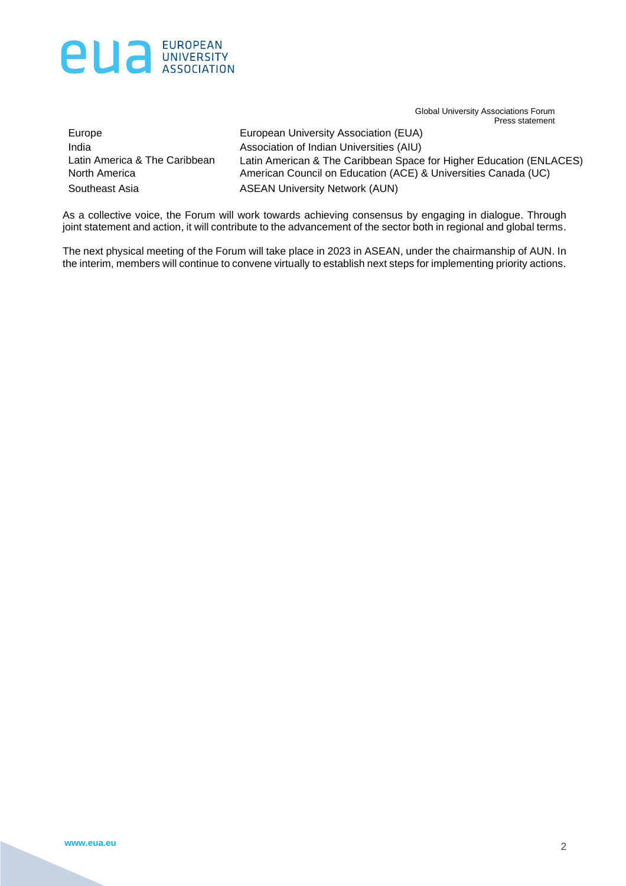| | |
|---|---|
| Europe | European University Association (EUA) |
| India | Association of Indian Universities (AIU) |
| Latin America & The Caribbean | Latin American & The Caribbean Space for Higher Education (ENLACES) |
| North America | American Council on Education (ACE) & Universities Canada (UC) |
| Southeast Asia | ASEAN University Network (AUN) |

As a collective voice, the Forum will work towards achieving consensus by engaging in dialogue. Through joint statement and action, it will contribute to the advancement of the sector both in regional and global terms.

The next physical meeting of the Forum will take place in 2023 in ASEAN, under the chairmanship of AUN. In the interim, members will continue to convene virtually to establish next steps for implementing priority actions.